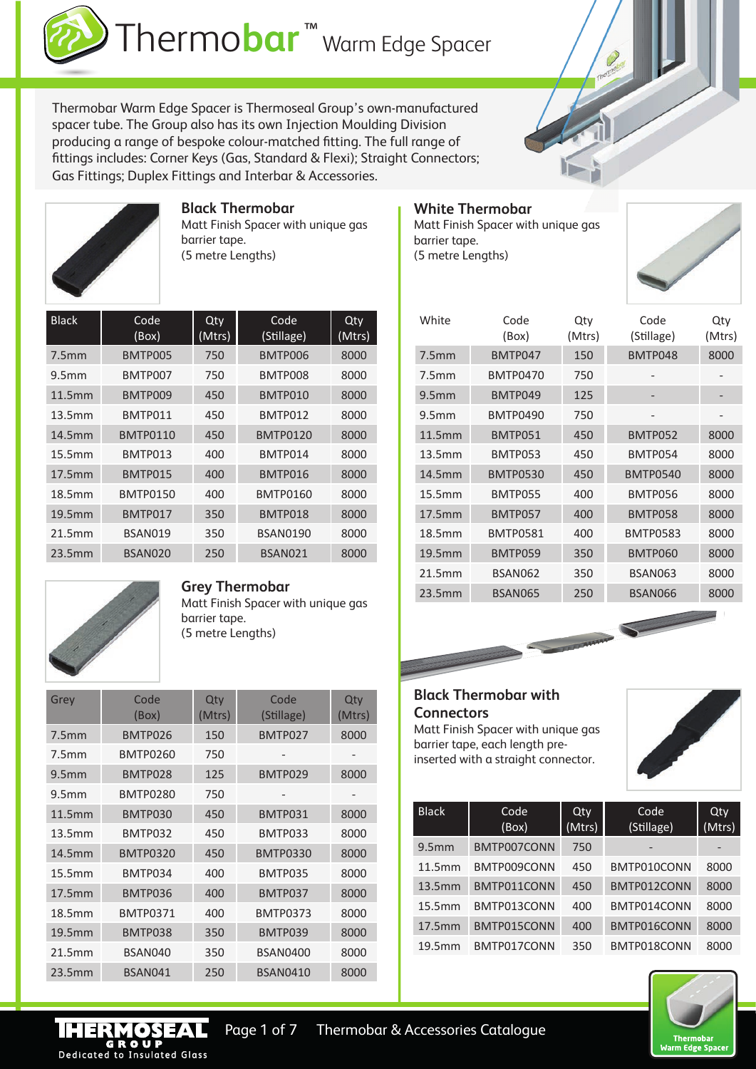# Thermobar™ Warm Edge Spacer

Thermobar Warm Edge Spacer is Thermoseal Group's own-manufactured spacer tube. The Group also has its own Injection Moulding Division producing a range of bespoke colour-matched fitting. The full range of fittings includes: Corner Keys (Gas, Standard & Flexi); Straight Connectors; Gas Fittings; Duplex Fittings and Interbar & Accessories.

## Black Thermobar

Matt Finish Spacer with unique gas barrier tape.
(5 metre Lengths)

| Black | Code (Box) | Qty (Mtrs) | Code (Stillage) | Qty (Mtrs) |
|---|---|---|---|---|
| 7.5mm | BMTP005 | 750 | BMTP006 | 8000 |
| 9.5mm | BMTP007 | 750 | BMTP008 | 8000 |
| 11.5mm | BMTP009 | 450 | BMTP010 | 8000 |
| 13.5mm | BMTP011 | 450 | BMTP012 | 8000 |
| 14.5mm | BMTP0110 | 450 | BMTP0120 | 8000 |
| 15.5mm | BMTP013 | 400 | BMTP014 | 8000 |
| 17.5mm | BMTP015 | 400 | BMTP016 | 8000 |
| 18.5mm | BMTP0150 | 400 | BMTP0160 | 8000 |
| 19.5mm | BMTP017 | 350 | BMTP018 | 8000 |
| 21.5mm | BSAN019 | 350 | BSAN0190 | 8000 |
| 23.5mm | BSAN020 | 250 | BSAN021 | 8000 |

## Grey Thermobar

Matt Finish Spacer with unique gas barrier tape.
(5 metre Lengths)

| Grey | Code (Box) | Qty (Mtrs) | Code (Stillage) | Qty (Mtrs) |
|---|---|---|---|---|
| 7.5mm | BMTP026 | 150 | BMTP027 | 8000 |
| 7.5mm | BMTP0260 | 750 | - | - |
| 9.5mm | BMTP028 | 125 | BMTP029 | 8000 |
| 9.5mm | BMTP0280 | 750 | - | - |
| 11.5mm | BMTP030 | 450 | BMTP031 | 8000 |
| 13.5mm | BMTP032 | 450 | BMTP033 | 8000 |
| 14.5mm | BMTP0320 | 450 | BMTP0330 | 8000 |
| 15.5mm | BMTP034 | 400 | BMTP035 | 8000 |
| 17.5mm | BMTP036 | 400 | BMTP037 | 8000 |
| 18.5mm | BMTP0371 | 400 | BMTP0373 | 8000 |
| 19.5mm | BMTP038 | 350 | BMTP039 | 8000 |
| 21.5mm | BSAN040 | 350 | BSAN0400 | 8000 |
| 23.5mm | BSAN041 | 250 | BSAN0410 | 8000 |

## White Thermobar

Matt Finish Spacer with unique gas barrier tape.
(5 metre Lengths)

| White | Code (Box) | Qty (Mtrs) | Code (Stillage) | Qty (Mtrs) |
|---|---|---|---|---|
| 7.5mm | BMTP047 | 150 | BMTP048 | 8000 |
| 7.5mm | BMTP0470 | 750 | - | - |
| 9.5mm | BMTP049 | 125 | - | - |
| 9.5mm | BMTP0490 | 750 | - | - |
| 11.5mm | BMTP051 | 450 | BMTP052 | 8000 |
| 13.5mm | BMTP053 | 450 | BMTP054 | 8000 |
| 14.5mm | BMTP0530 | 450 | BMTP0540 | 8000 |
| 15.5mm | BMTP055 | 400 | BMTP056 | 8000 |
| 17.5mm | BMTP057 | 400 | BMTP058 | 8000 |
| 18.5mm | BMTP0581 | 400 | BMTP0583 | 8000 |
| 19.5mm | BMTP059 | 350 | BMTP060 | 8000 |
| 21.5mm | BSAN062 | 350 | BSAN063 | 8000 |
| 23.5mm | BSAN065 | 250 | BSAN066 | 8000 |

## Black Thermobar with Connectors

Matt Finish Spacer with unique gas barrier tape, each length pre-inserted with a straight connector.

| Black | Code (Box) | Qty (Mtrs) | Code (Stillage) | Qty (Mtrs) |
|---|---|---|---|---|
| 9.5mm | BMTP007CONN | 750 | - | - |
| 11.5mm | BMTP009CONN | 450 | BMTP010CONN | 8000 |
| 13.5mm | BMTP011CONN | 450 | BMTP012CONN | 8000 |
| 15.5mm | BMTP013CONN | 400 | BMTP014CONN | 8000 |
| 17.5mm | BMTP015CONN | 400 | BMTP016CONN | 8000 |
| 19.5mm | BMTP017CONN | 350 | BMTP018CONN | 8000 |

THERMOSEAL GROUP — Dedicated to Insulated Glass

Thermobar & Accessories Catalogue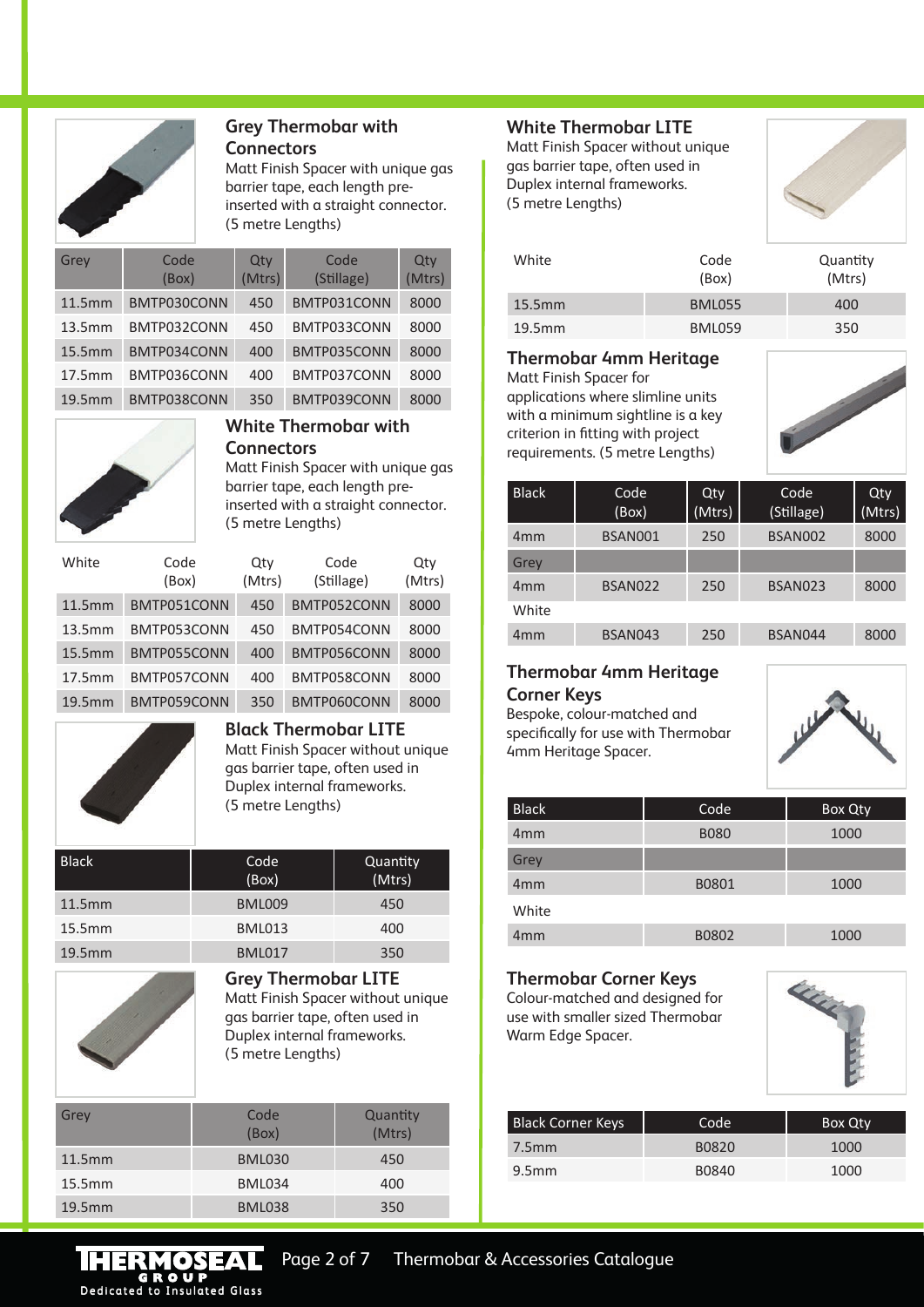## Grey Thermobar with Connectors

Matt Finish Spacer with unique gas barrier tape, each length pre-inserted with a straight connector. (5 metre Lengths)

| Grey | Code (Box) | Qty (Mtrs) | Code (Stillage) | Qty (Mtrs) |
|---|---|---|---|---|
| 11.5mm | BMTP030CONN | 450 | BMTP031CONN | 8000 |
| 13.5mm | BMTP032CONN | 450 | BMTP033CONN | 8000 |
| 15.5mm | BMTP034CONN | 400 | BMTP035CONN | 8000 |
| 17.5mm | BMTP036CONN | 400 | BMTP037CONN | 8000 |
| 19.5mm | BMTP038CONN | 350 | BMTP039CONN | 8000 |

## White Thermobar with Connectors

Matt Finish Spacer with unique gas barrier tape, each length pre-inserted with a straight connector. (5 metre Lengths)

| White | Code (Box) | Qty (Mtrs) | Code (Stillage) | Qty (Mtrs) |
|---|---|---|---|---|
| 11.5mm | BMTP051CONN | 450 | BMTP052CONN | 8000 |
| 13.5mm | BMTP053CONN | 450 | BMTP054CONN | 8000 |
| 15.5mm | BMTP055CONN | 400 | BMTP056CONN | 8000 |
| 17.5mm | BMTP057CONN | 400 | BMTP058CONN | 8000 |
| 19.5mm | BMTP059CONN | 350 | BMTP060CONN | 8000 |

## Black Thermobar LITE

Matt Finish Spacer without unique gas barrier tape, often used in Duplex internal frameworks. (5 metre Lengths)

| Black | Code (Box) | Quantity (Mtrs) |
|---|---|---|
| 11.5mm | BML009 | 450 |
| 15.5mm | BML013 | 400 |
| 19.5mm | BML017 | 350 |

## Grey Thermobar LITE

Matt Finish Spacer without unique gas barrier tape, often used in Duplex internal frameworks. (5 metre Lengths)

| Grey | Code (Box) | Quantity (Mtrs) |
|---|---|---|
| 11.5mm | BML030 | 450 |
| 15.5mm | BML034 | 400 |
| 19.5mm | BML038 | 350 |

## White Thermobar LITE

Matt Finish Spacer without unique gas barrier tape, often used in Duplex internal frameworks. (5 metre Lengths)

| White | Code (Box) | Quantity (Mtrs) |
|---|---|---|
| 15.5mm | BML055 | 400 |
| 19.5mm | BML059 | 350 |

## Thermobar 4mm Heritage

Matt Finish Spacer for applications where slimline units with a minimum sightline is a key criterion in fitting with project requirements. (5 metre Lengths)

| Black | Code (Box) | Qty (Mtrs) | Code (Stillage) | Qty (Mtrs) |
|---|---|---|---|---|
| 4mm | BSAN001 | 250 | BSAN002 | 8000 |
| Grey | | | | |
| 4mm | BSAN022 | 250 | BSAN023 | 8000 |
| White | | | | |
| 4mm | BSAN043 | 250 | BSAN044 | 8000 |

## Thermobar 4mm Heritage Corner Keys

Bespoke, colour-matched and specifically for use with Thermobar 4mm Heritage Spacer.

| Black | Code | Box Qty |
|---|---|---|
| 4mm | B080 | 1000 |
| Grey | | |
| 4mm | B0801 | 1000 |
| White | | |
| 4mm | B0802 | 1000 |

## Thermobar Corner Keys

Colour-matched and designed for use with smaller sized Thermobar Warm Edge Spacer.

| Black Corner Keys | Code | Box Qty |
|---|---|---|
| 7.5mm | B0820 | 1000 |
| 9.5mm | B0840 | 1000 |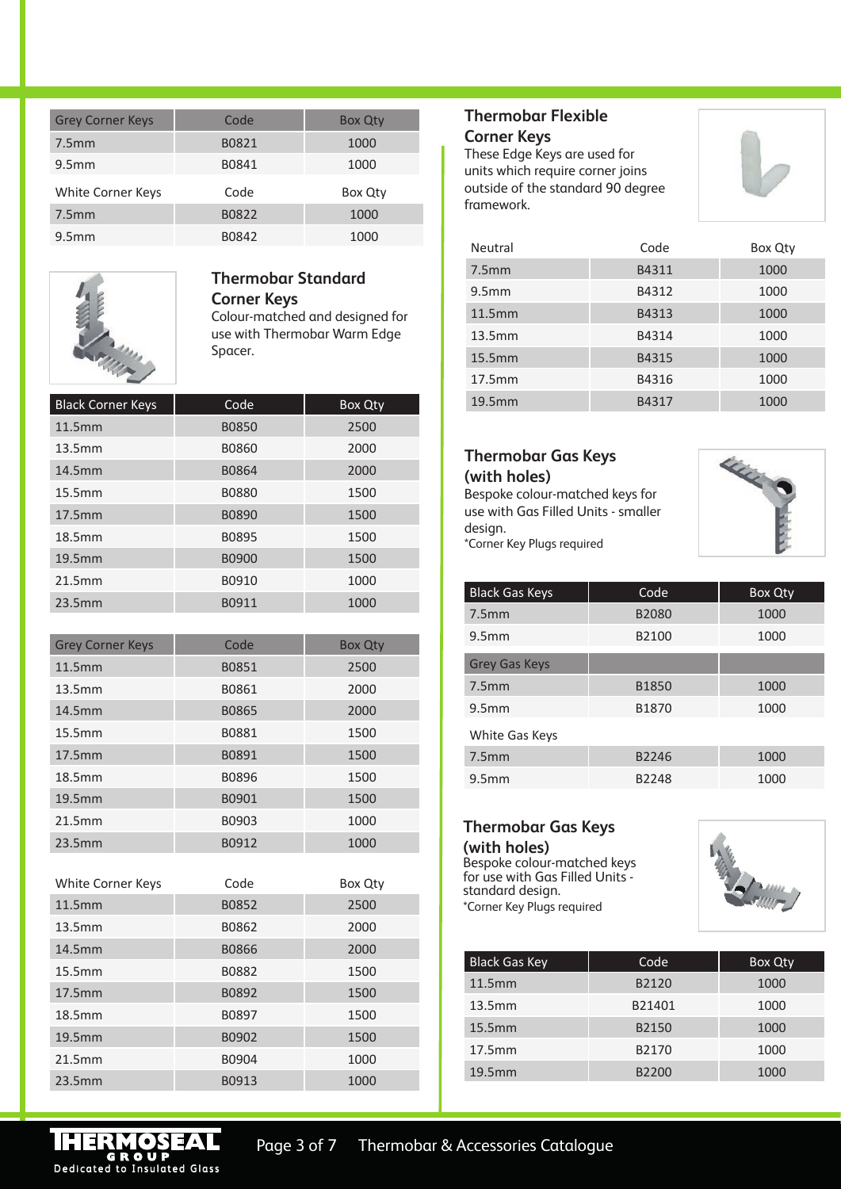| Grey Corner Keys | Code | Box Qty |
|---|---|---|
| 7.5mm | B0821 | 1000 |
| 9.5mm | B0841 | 1000 |

| White Corner Keys | Code | Box Qty |
|---|---|---|
| 7.5mm | B0822 | 1000 |
| 9.5mm | B0842 | 1000 |

## Thermobar Standard Corner Keys

Colour-matched and designed for use with Thermobar Warm Edge Spacer.

| Black Corner Keys | Code | Box Qty |
|---|---|---|
| 11.5mm | B0850 | 2500 |
| 13.5mm | B0860 | 2000 |
| 14.5mm | B0864 | 2000 |
| 15.5mm | B0880 | 1500 |
| 17.5mm | B0890 | 1500 |
| 18.5mm | B0895 | 1500 |
| 19.5mm | B0900 | 1500 |
| 21.5mm | B0910 | 1000 |
| 23.5mm | B0911 | 1000 |

| Grey Corner Keys | Code | Box Qty |
|---|---|---|
| 11.5mm | B0851 | 2500 |
| 13.5mm | B0861 | 2000 |
| 14.5mm | B0865 | 2000 |
| 15.5mm | B0881 | 1500 |
| 17.5mm | B0891 | 1500 |
| 18.5mm | B0896 | 1500 |
| 19.5mm | B0901 | 1500 |
| 21.5mm | B0903 | 1000 |
| 23.5mm | B0912 | 1000 |

| White Corner Keys | Code | Box Qty |
|---|---|---|
| 11.5mm | B0852 | 2500 |
| 13.5mm | B0862 | 2000 |
| 14.5mm | B0866 | 2000 |
| 15.5mm | B0882 | 1500 |
| 17.5mm | B0892 | 1500 |
| 18.5mm | B0897 | 1500 |
| 19.5mm | B0902 | 1500 |
| 21.5mm | B0904 | 1000 |
| 23.5mm | B0913 | 1000 |

## Thermobar Flexible Corner Keys

These Edge Keys are used for units which require corner joins outside of the standard 90 degree framework.

| Neutral | Code | Box Qty |
|---|---|---|
| 7.5mm | B4311 | 1000 |
| 9.5mm | B4312 | 1000 |
| 11.5mm | B4313 | 1000 |
| 13.5mm | B4314 | 1000 |
| 15.5mm | B4315 | 1000 |
| 17.5mm | B4316 | 1000 |
| 19.5mm | B4317 | 1000 |

## Thermobar Gas Keys (with holes)

Bespoke colour-matched keys for use with Gas Filled Units - smaller design.

*Corner Key Plugs required

| Black Gas Keys | Code | Box Qty |
|---|---|---|
| 7.5mm | B2080 | 1000 |
| 9.5mm | B2100 | 1000 |
| **Grey Gas Keys** | | |
| 7.5mm | B1850 | 1000 |
| 9.5mm | B1870 | 1000 |
| **White Gas Keys** | | |
| 7.5mm | B2246 | 1000 |
| 9.5mm | B2248 | 1000 |

## Thermobar Gas Keys (with holes)

Bespoke colour-matched keys for use with Gas Filled Units - standard design.

*Corner Key Plugs required

| Black Gas Key | Code | Box Qty |
|---|---|---|
| 11.5mm | B2120 | 1000 |
| 13.5mm | B21401 | 1000 |
| 15.5mm | B2150 | 1000 |
| 17.5mm | B2170 | 1000 |
| 19.5mm | B2200 | 1000 |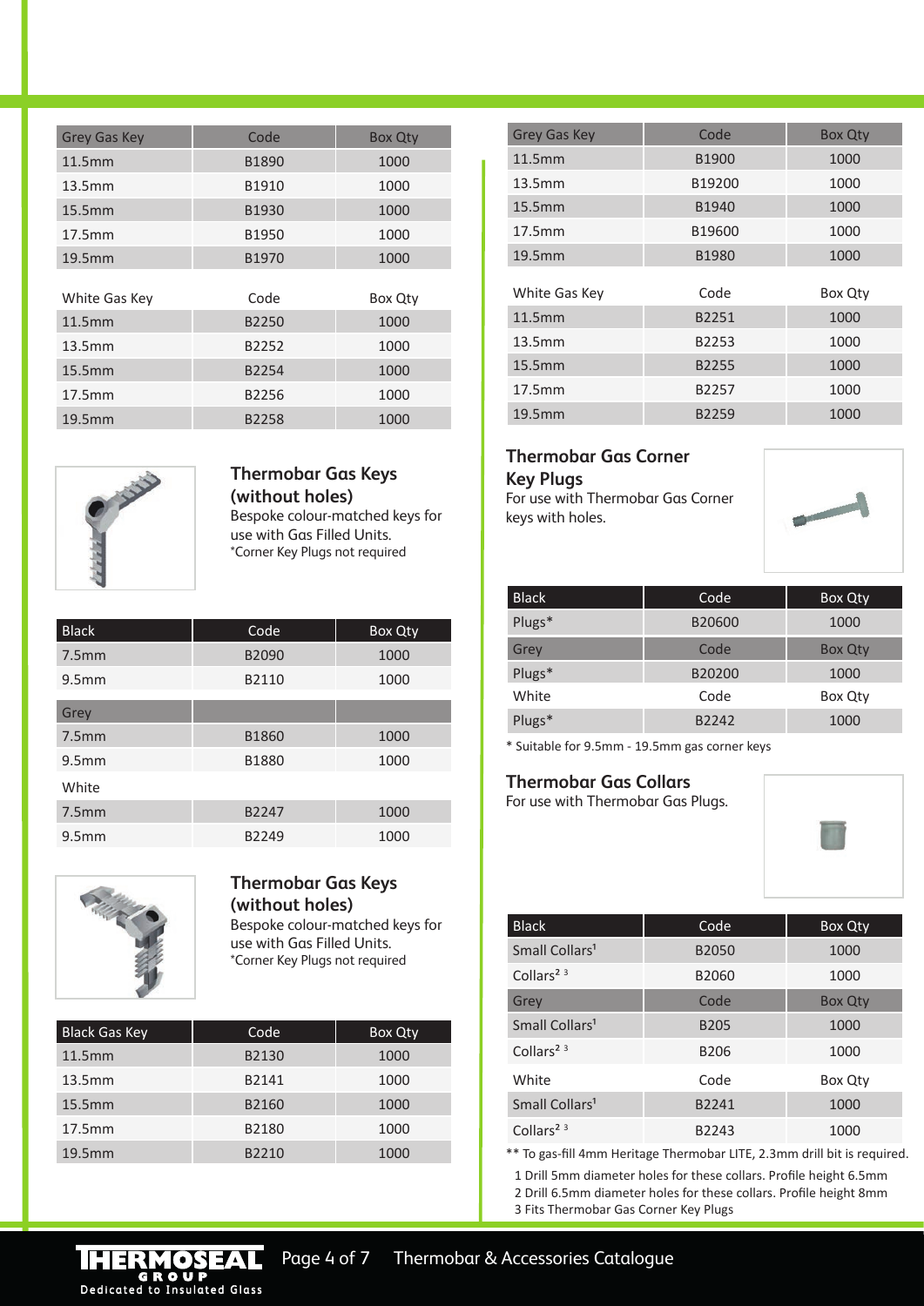| Grey Gas Key | Code | Box Qty |
|---|---|---|
| 11.5mm | B1890 | 1000 |
| 13.5mm | B1910 | 1000 |
| 15.5mm | B1930 | 1000 |
| 17.5mm | B1950 | 1000 |
| 19.5mm | B1970 | 1000 |

| White Gas Key | Code | Box Qty |
|---|---|---|
| 11.5mm | B2250 | 1000 |
| 13.5mm | B2252 | 1000 |
| 15.5mm | B2254 | 1000 |
| 17.5mm | B2256 | 1000 |
| 19.5mm | B2258 | 1000 |

## Thermobar Gas Keys (without holes)

Bespoke colour-matched keys for use with Gas Filled Units.
*Corner Key Plugs not required

| Black | Code | Box Qty |
|---|---|---|
| 7.5mm | B2090 | 1000 |
| 9.5mm | B2110 | 1000 |
| Grey | | |
| 7.5mm | B1860 | 1000 |
| 9.5mm | B1880 | 1000 |
| White | | |
| 7.5mm | B2247 | 1000 |
| 9.5mm | B2249 | 1000 |

## Thermobar Gas Keys (without holes)

Bespoke colour-matched keys for use with Gas Filled Units.
*Corner Key Plugs not required

| Black Gas Key | Code | Box Qty |
|---|---|---|
| 11.5mm | B2130 | 1000 |
| 13.5mm | B2141 | 1000 |
| 15.5mm | B2160 | 1000 |
| 17.5mm | B2180 | 1000 |
| 19.5mm | B2210 | 1000 |

| Grey Gas Key | Code | Box Qty |
|---|---|---|
| 11.5mm | B1900 | 1000 |
| 13.5mm | B19200 | 1000 |
| 15.5mm | B1940 | 1000 |
| 17.5mm | B19600 | 1000 |
| 19.5mm | B1980 | 1000 |

| White Gas Key | Code | Box Qty |
|---|---|---|
| 11.5mm | B2251 | 1000 |
| 13.5mm | B2253 | 1000 |
| 15.5mm | B2255 | 1000 |
| 17.5mm | B2257 | 1000 |
| 19.5mm | B2259 | 1000 |

## Thermobar Gas Corner Key Plugs

For use with Thermobar Gas Corner keys with holes.

| Black | Code | Box Qty |
|---|---|---|
| Plugs* | B20600 | 1000 |
| Grey | Code | Box Qty |
| Plugs* | B20200 | 1000 |
| White | Code | Box Qty |
| Plugs* | B2242 | 1000 |

* Suitable for 9.5mm - 19.5mm gas corner keys

## Thermobar Gas Collars

For use with Thermobar Gas Plugs.

| Black | Code | Box Qty |
|---|---|---|
| Small Collars[1] | B2050 | 1000 |
| Collars[2 3] | B2060 | 1000 |
| Grey | Code | Box Qty |
| Small Collars[1] | B205 | 1000 |
| Collars[2 3] | B206 | 1000 |
| White | Code | Box Qty |
| Small Collars[1] | B2241 | 1000 |
| Collars[2 3] | B2243 | 1000 |

** To gas-fill 4mm Heritage Thermobar LITE, 2.3mm drill bit is required.

1 Drill 5mm diameter holes for these collars. Profile height 6.5mm
2 Drill 6.5mm diameter holes for these collars. Profile height 8mm
3 Fits Thermobar Gas Corner Key Plugs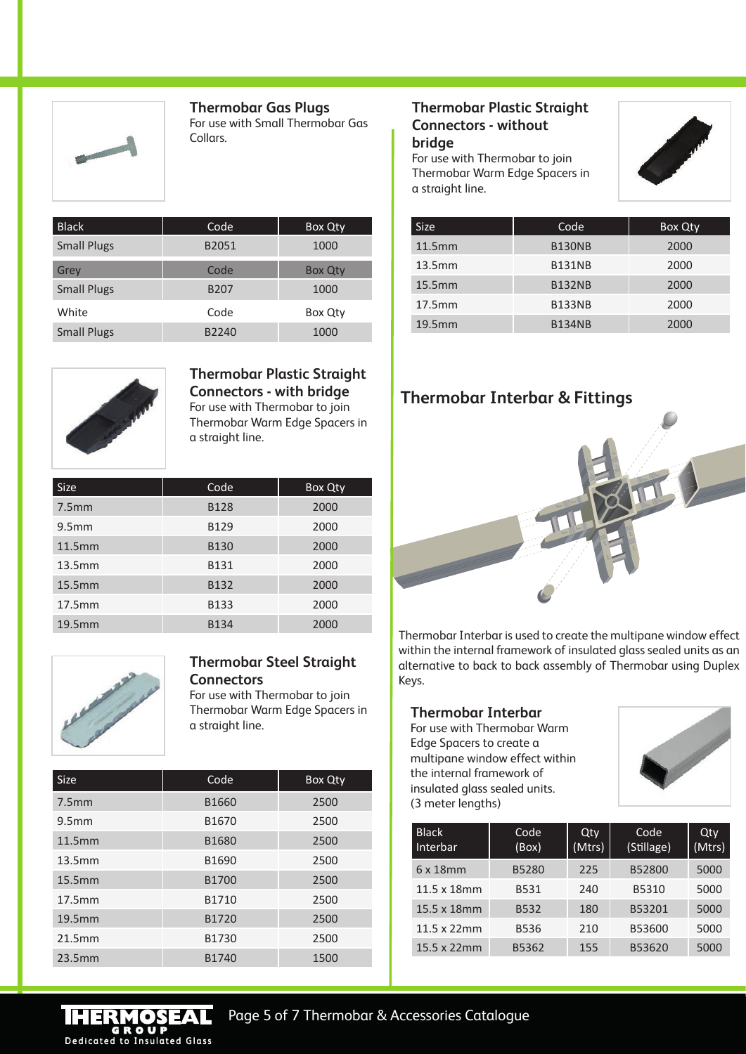### Thermobar Gas Plugs

For use with Small Thermobar Gas Collars.

| Black | Code | Box Qty |
|---|---|---|
| Small Plugs | B2051 | 1000 |
| **Grey** | **Code** | **Box Qty** |
| Small Plugs | B207 | 1000 |
| **White** | **Code** | **Box Qty** |
| Small Plugs | B2240 | 1000 |

### Thermobar Plastic Straight Connectors - with bridge

For use with Thermobar to join Thermobar Warm Edge Spacers in a straight line.

| Size | Code | Box Qty |
|---|---|---|
| 7.5mm | B128 | 2000 |
| 9.5mm | B129 | 2000 |
| 11.5mm | B130 | 2000 |
| 13.5mm | B131 | 2000 |
| 15.5mm | B132 | 2000 |
| 17.5mm | B133 | 2000 |
| 19.5mm | B134 | 2000 |

### Thermobar Steel Straight Connectors

For use with Thermobar to join Thermobar Warm Edge Spacers in a straight line.

| Size | Code | Box Qty |
|---|---|---|
| 7.5mm | B1660 | 2500 |
| 9.5mm | B1670 | 2500 |
| 11.5mm | B1680 | 2500 |
| 13.5mm | B1690 | 2500 |
| 15.5mm | B1700 | 2500 |
| 17.5mm | B1710 | 2500 |
| 19.5mm | B1720 | 2500 |
| 21.5mm | B1730 | 2500 |
| 23.5mm | B1740 | 1500 |

### Thermobar Plastic Straight Connectors - without bridge

For use with Thermobar to join Thermobar Warm Edge Spacers in a straight line.

| Size | Code | Box Qty |
|---|---|---|
| 11.5mm | B130NB | 2000 |
| 13.5mm | B131NB | 2000 |
| 15.5mm | B132NB | 2000 |
| 17.5mm | B133NB | 2000 |
| 19.5mm | B134NB | 2000 |

## Thermobar Interbar & Fittings

Thermobar Interbar is used to create the multipane window effect within the internal framework of insulated glass sealed units as an alternative to back to back assembly of Thermobar using Duplex Keys.

### Thermobar Interbar

For use with Thermobar Warm Edge Spacers to create a multipane window effect within the internal framework of insulated glass sealed units.
(3 meter lengths)

| Black Interbar | Code (Box) | Qty (Mtrs) | Code (Stillage) | Qty (Mtrs) |
|---|---|---|---|---|
| 6 x 18mm | B5280 | 225 | B52800 | 5000 |
| 11.5 x 18mm | B531 | 240 | B5310 | 5000 |
| 15.5 x 18mm | B532 | 180 | B53201 | 5000 |
| 11.5 x 22mm | B536 | 210 | B53600 | 5000 |
| 15.5 x 22mm | B5362 | 155 | B53620 | 5000 |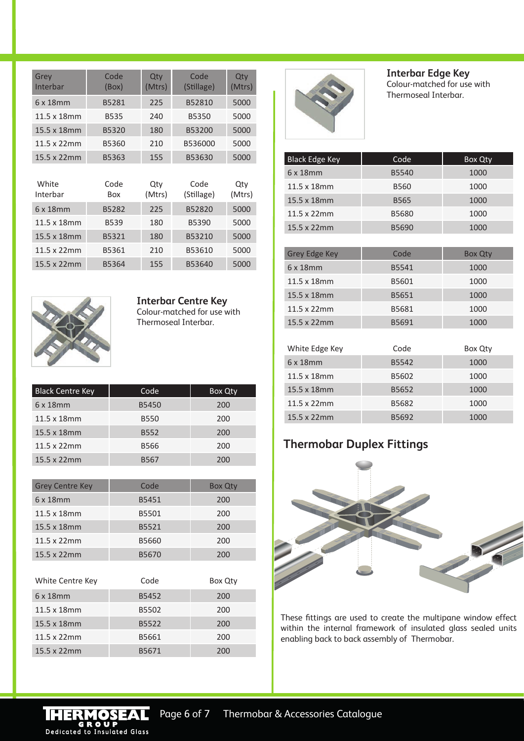| Grey Interbar | Code (Box) | Qty (Mtrs) | Code (Stillage) | Qty (Mtrs) |
|---|---|---|---|---|
| 6 x 18mm | B5281 | 225 | B52810 | 5000 |
| 11.5 x 18mm | B535 | 240 | B5350 | 5000 |
| 15.5 x 18mm | B5320 | 180 | B53200 | 5000 |
| 11.5 x 22mm | B5360 | 210 | B536000 | 5000 |
| 15.5 x 22mm | B5363 | 155 | B53630 | 5000 |

| White Interbar | Code Box | Qty (Mtrs) | Code (Stillage) | Qty (Mtrs) |
|---|---|---|---|---|
| 6 x 18mm | B5282 | 225 | B52820 | 5000 |
| 11.5 x 18mm | B539 | 180 | B5390 | 5000 |
| 15.5 x 18mm | B5321 | 180 | B53210 | 5000 |
| 11.5 x 22mm | B5361 | 210 | B53610 | 5000 |
| 15.5 x 22mm | B5364 | 155 | B53640 | 5000 |

### Interbar Centre Key

Colour-matched for use with Thermoseal Interbar.

| Black Centre Key | Code | Box Qty |
|---|---|---|
| 6 x 18mm | B5450 | 200 |
| 11.5 x 18mm | B550 | 200 |
| 15.5 x 18mm | B552 | 200 |
| 11.5 x 22mm | B566 | 200 |
| 15.5 x 22mm | B567 | 200 |

| Grey Centre Key | Code | Box Qty |
|---|---|---|
| 6 x 18mm | B5451 | 200 |
| 11.5 x 18mm | B5501 | 200 |
| 15.5 x 18mm | B5521 | 200 |
| 11.5 x 22mm | B5660 | 200 |
| 15.5 x 22mm | B5670 | 200 |

| White Centre Key | Code | Box Qty |
|---|---|---|
| 6 x 18mm | B5452 | 200 |
| 11.5 x 18mm | B5502 | 200 |
| 15.5 x 18mm | B5522 | 200 |
| 11.5 x 22mm | B5661 | 200 |
| 15.5 x 22mm | B5671 | 200 |

### Interbar Edge Key

Colour-matched for use with Thermoseal Interbar.

| Black Edge Key | Code | Box Qty |
|---|---|---|
| 6 x 18mm | B5540 | 1000 |
| 11.5 x 18mm | B560 | 1000 |
| 15.5 x 18mm | B565 | 1000 |
| 11.5 x 22mm | B5680 | 1000 |
| 15.5 x 22mm | B5690 | 1000 |

| Grey Edge Key | Code | Box Qty |
|---|---|---|
| 6 x 18mm | B5541 | 1000 |
| 11.5 x 18mm | B5601 | 1000 |
| 15.5 x 18mm | B5651 | 1000 |
| 11.5 x 22mm | B5681 | 1000 |
| 15.5 x 22mm | B5691 | 1000 |

| White Edge Key | Code | Box Qty |
|---|---|---|
| 6 x 18mm | B5542 | 1000 |
| 11.5 x 18mm | B5602 | 1000 |
| 15.5 x 18mm | B5652 | 1000 |
| 11.5 x 22mm | B5682 | 1000 |
| 15.5 x 22mm | B5692 | 1000 |

## Thermobar Duplex Fittings

These fittings are used to create the multipane window effect within the internal framework of insulated glass sealed units enabling back to back assembly of Thermobar.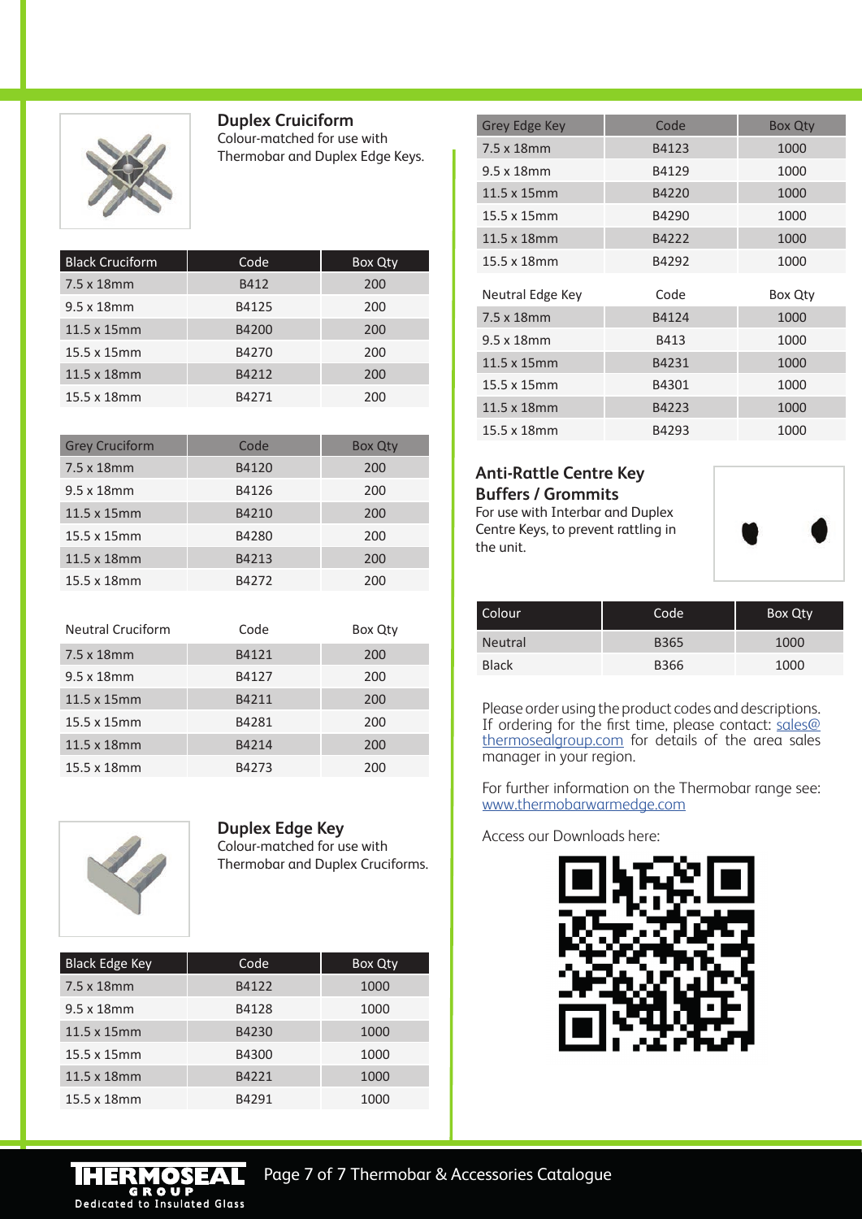## Duplex Cruiciform

Colour-matched for use with Thermobar and Duplex Edge Keys.

| Black Cruciform | Code | Box Qty |
| --- | --- | --- |
| 7.5 x 18mm | B412 | 200 |
| 9.5 x 18mm | B4125 | 200 |
| 11.5 x 15mm | B4200 | 200 |
| 15.5 x 15mm | B4270 | 200 |
| 11.5 x 18mm | B4212 | 200 |
| 15.5 x 18mm | B4271 | 200 |

| Grey Cruciform | Code | Box Qty |
| --- | --- | --- |
| 7.5 x 18mm | B4120 | 200 |
| 9.5 x 18mm | B4126 | 200 |
| 11.5 x 15mm | B4210 | 200 |
| 15.5 x 15mm | B4280 | 200 |
| 11.5 x 18mm | B4213 | 200 |
| 15.5 x 18mm | B4272 | 200 |

| Neutral Cruciform | Code | Box Qty |
| --- | --- | --- |
| 7.5 x 18mm | B4121 | 200 |
| 9.5 x 18mm | B4127 | 200 |
| 11.5 x 15mm | B4211 | 200 |
| 15.5 x 15mm | B4281 | 200 |
| 11.5 x 18mm | B4214 | 200 |
| 15.5 x 18mm | B4273 | 200 |

## Duplex Edge Key

Colour-matched for use with Thermobar and Duplex Cruciforms.

| Black Edge Key | Code | Box Qty |
| --- | --- | --- |
| 7.5 x 18mm | B4122 | 1000 |
| 9.5 x 18mm | B4128 | 1000 |
| 11.5 x 15mm | B4230 | 1000 |
| 15.5 x 15mm | B4300 | 1000 |
| 11.5 x 18mm | B4221 | 1000 |
| 15.5 x 18mm | B4291 | 1000 |

| Grey Edge Key | Code | Box Qty |
| --- | --- | --- |
| 7.5 x 18mm | B4123 | 1000 |
| 9.5 x 18mm | B4129 | 1000 |
| 11.5 x 15mm | B4220 | 1000 |
| 15.5 x 15mm | B4290 | 1000 |
| 11.5 x 18mm | B4222 | 1000 |
| 15.5 x 18mm | B4292 | 1000 |

| Neutral Edge Key | Code | Box Qty |
| --- | --- | --- |
| 7.5 x 18mm | B4124 | 1000 |
| 9.5 x 18mm | B413 | 1000 |
| 11.5 x 15mm | B4231 | 1000 |
| 15.5 x 15mm | B4301 | 1000 |
| 11.5 x 18mm | B4223 | 1000 |
| 15.5 x 18mm | B4293 | 1000 |

## Anti-Rattle Centre Key Buffers / Grommits

For use with Interbar and Duplex Centre Keys, to prevent rattling in the unit.

| Colour | Code | Box Qty |
| --- | --- | --- |
| Neutral | B365 | 1000 |
| Black | B366 | 1000 |

Please order using the product codes and descriptions. If ordering for the first time, please contact: sales@thermosealgroup.com for details of the area sales manager in your region.

For further information on the Thermobar range see: www.thermobarwarmedge.com

Access our Downloads here: